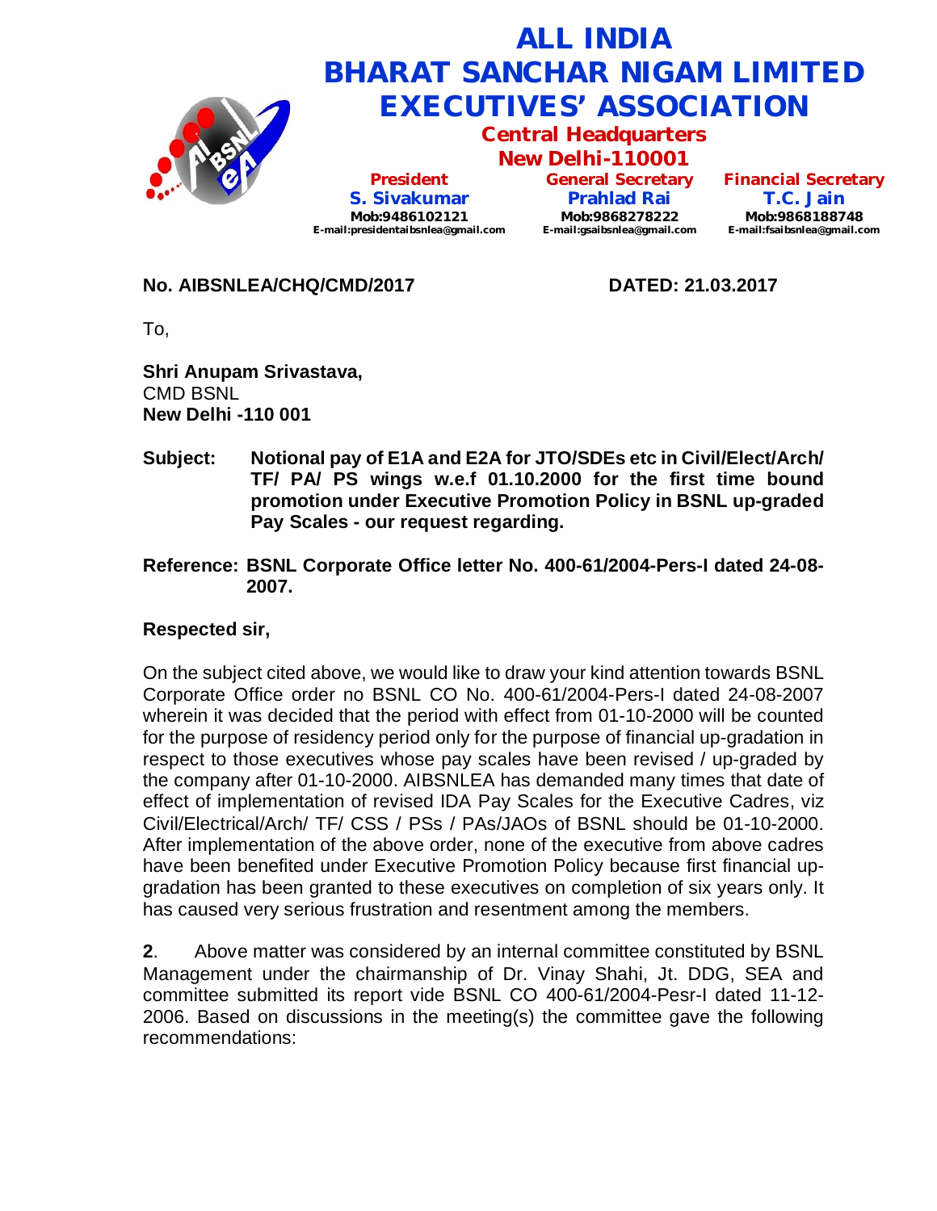# ALL INDIA BHARAT SANCHAR NIGAM LIMITED EXECUTIVES' ASSOCIATION

## Central Headquarters
## New Delhi-110001

| President | General Secretary | Financial Secretary |
|---|---|---|
| S. Sivakumar | Prahlad Rai | T.C. Jain |
| Mob:9486102121 | Mob:9868278222 | Mob:9868188748 |
| E-mail:presidentaibsnlea@gmail.com | E-mail:gsaibsnlea@gmail.com | E-mail:fsaibsnlea@gmail.com |

**No. AIBSNLEA/CHQ/CMD/2017** **DATED: 21.03.2017**

To,

**Shri Anupam Srivastava,**
CMD BSNL
**New Delhi -110 001**

**Subject: Notional pay of E1A and E2A for JTO/SDEs etc in Civil/Elect/Arch/ TF/ PA/ PS wings w.e.f 01.10.2000 for the first time bound promotion under Executive Promotion Policy in BSNL up-graded Pay Scales - our request regarding.**

**Reference: BSNL Corporate Office letter No. 400-61/2004-Pers-I dated 24-08-2007.**

**Respected sir,**

On the subject cited above, we would like to draw your kind attention towards BSNL Corporate Office order no BSNL CO No. 400-61/2004-Pers-I dated 24-08-2007 wherein it was decided that the period with effect from 01-10-2000 will be counted for the purpose of residency period only for the purpose of financial up-gradation in respect to those executives whose pay scales have been revised / up-graded by the company after 01-10-2000. AIBSNLEA has demanded many times that date of effect of implementation of revised IDA Pay Scales for the Executive Cadres, viz Civil/Electrical/Arch/ TF/ CSS / PSs / PAs/JAOs of BSNL should be 01-10-2000. After implementation of the above order, none of the executive from above cadres have been benefited under Executive Promotion Policy because first financial up-gradation has been granted to these executives on completion of six years only. It has caused very serious frustration and resentment among the members.

**2**. Above matter was considered by an internal committee constituted by BSNL Management under the chairmanship of Dr. Vinay Shahi, Jt. DDG, SEA and committee submitted its report vide BSNL CO 400-61/2004-Pesr-I dated 11-12-2006. Based on discussions in the meeting(s) the committee gave the following recommendations: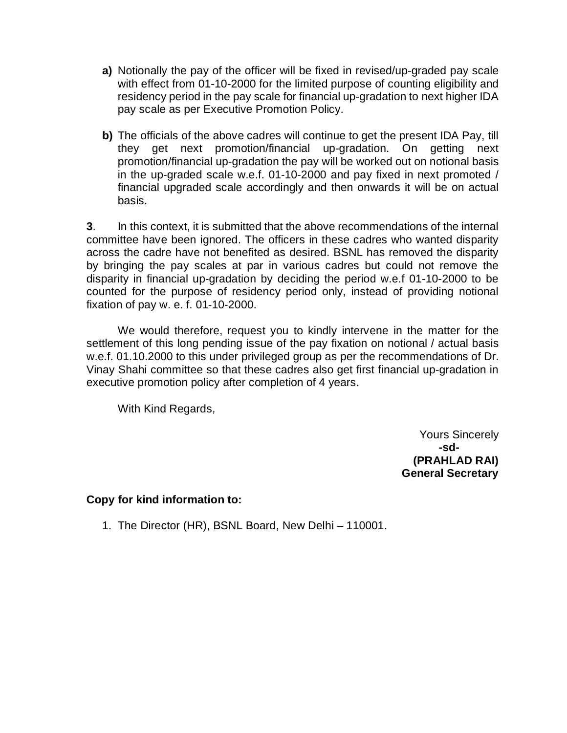a) Notionally the pay of the officer will be fixed in revised/up-graded pay scale with effect from 01-10-2000 for the limited purpose of counting eligibility and residency period in the pay scale for financial up-gradation to next higher IDA pay scale as per Executive Promotion Policy.

b) The officials of the above cadres will continue to get the present IDA Pay, till they get next promotion/financial up-gradation. On getting next promotion/financial up-gradation the pay will be worked out on notional basis in the up-graded scale w.e.f. 01-10-2000 and pay fixed in next promoted / financial upgraded scale accordingly and then onwards it will be on actual basis.

**3**. In this context, it is submitted that the above recommendations of the internal committee have been ignored. The officers in these cadres who wanted disparity across the cadre have not benefited as desired. BSNL has removed the disparity by bringing the pay scales at par in various cadres but could not remove the disparity in financial up-gradation by deciding the period w.e.f 01-10-2000 to be counted for the purpose of residency period only, instead of providing notional fixation of pay w. e. f. 01-10-2000.

We would therefore, request you to kindly intervene in the matter for the settlement of this long pending issue of the pay fixation on notional / actual basis w.e.f. 01.10.2000 to this under privileged group as per the recommendations of Dr. Vinay Shahi committee so that these cadres also get first financial up-gradation in executive promotion policy after completion of 4 years.

With Kind Regards,

Yours Sincerely
**-sd-**
**(PRAHLAD RAI)**
**General Secretary**

**Copy for kind information to:**

1. The Director (HR), BSNL Board, New Delhi – 110001.